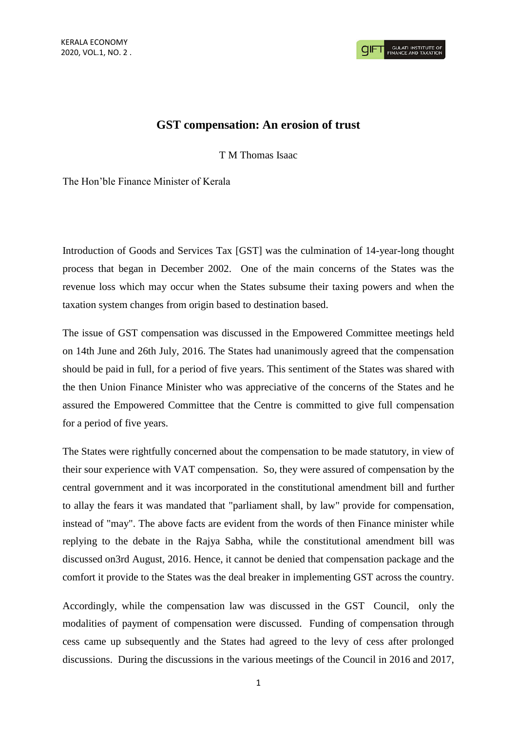# GST compensation: An erosion of trust

T M Thomas Isaac

The Hon'ble Finance Minister of Kerala

Introduction of Goods and Services Tax [GST] was the culmination of 14-year-long thought process that began in December 2002. One of the main concerns of the States was the revenue loss which may occur when the States subsume their taxing powers and when the taxation system changes from origin based to destination based.

The issue of GST compensation was discussed in the Empowered Committee meetings held on 14th June and 26th July, 2016. The States had unanimously agreed that the compensation should be paid in full, for a period of five years. This sentiment of the States was shared with the then Union Finance Minister who was appreciative of the concerns of the States and he assured the Empowered Committee that the Centre is committed to give full compensation for a period of five years.

The States were rightfully concerned about the compensation to be made statutory, in view of their sour experience with VAT compensation. So, they were assured of compensation by the central government and it was incorporated in the constitutional amendment bill and further to allay the fears it was mandated that "parliament shall, by law" provide for compensation, instead of "may". The above facts are evident from the words of then Finance minister while replying to the debate in the Rajya Sabha, while the constitutional amendment bill was discussed on3rd August, 2016. Hence, it cannot be denied that compensation package and the comfort it provide to the States was the deal breaker in implementing GST across the country.

Accordingly, while the compensation law was discussed in the GST Council, only the modalities of payment of compensation were discussed. Funding of compensation through cess came up subsequently and the States had agreed to the levy of cess after prolonged discussions. During the discussions in the various meetings of the Council in 2016 and 2017,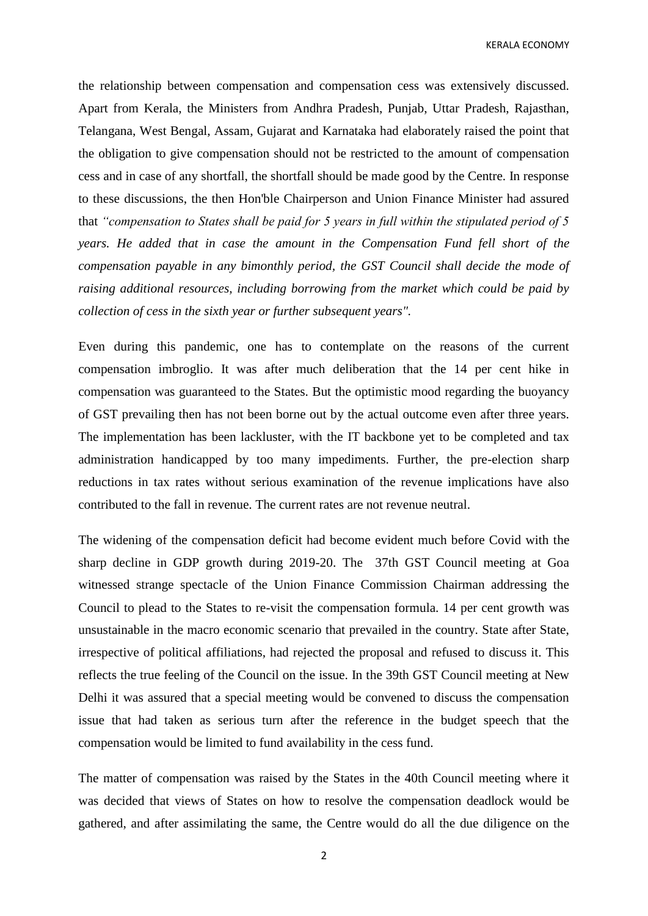the relationship between compensation and compensation cess was extensively discussed. Apart from Kerala, the Ministers from Andhra Pradesh, Punjab, Uttar Pradesh, Rajasthan, Telangana, West Bengal, Assam, Gujarat and Karnataka had elaborately raised the point that the obligation to give compensation should not be restricted to the amount of compensation cess and in case of any shortfall, the shortfall should be made good by the Centre. In response to these discussions, the then Hon'ble Chairperson and Union Finance Minister had assured that *"compensation to States shall be paid for 5 years in full within the stipulated period of 5 years. He added that in case the amount in the Compensation Fund fell short of the compensation payable in any bimonthly period, the GST Council shall decide the mode of raising additional resources, including borrowing from the market which could be paid by collection of cess in the sixth year or further subsequent years".*

Even during this pandemic, one has to contemplate on the reasons of the current compensation imbroglio. It was after much deliberation that the 14 per cent hike in compensation was guaranteed to the States. But the optimistic mood regarding the buoyancy of GST prevailing then has not been borne out by the actual outcome even after three years. The implementation has been lackluster, with the IT backbone yet to be completed and tax administration handicapped by too many impediments. Further, the pre-election sharp reductions in tax rates without serious examination of the revenue implications have also contributed to the fall in revenue. The current rates are not revenue neutral.

The widening of the compensation deficit had become evident much before Covid with the sharp decline in GDP growth during 2019-20. The 37th GST Council meeting at Goa witnessed strange spectacle of the Union Finance Commission Chairman addressing the Council to plead to the States to re-visit the compensation formula. 14 per cent growth was unsustainable in the macro economic scenario that prevailed in the country. State after State, irrespective of political affiliations, had rejected the proposal and refused to discuss it. This reflects the true feeling of the Council on the issue. In the 39th GST Council meeting at New Delhi it was assured that a special meeting would be convened to discuss the compensation issue that had taken as serious turn after the reference in the budget speech that the compensation would be limited to fund availability in the cess fund.

The matter of compensation was raised by the States in the 40th Council meeting where it was decided that views of States on how to resolve the compensation deadlock would be gathered, and after assimilating the same, the Centre would do all the due diligence on the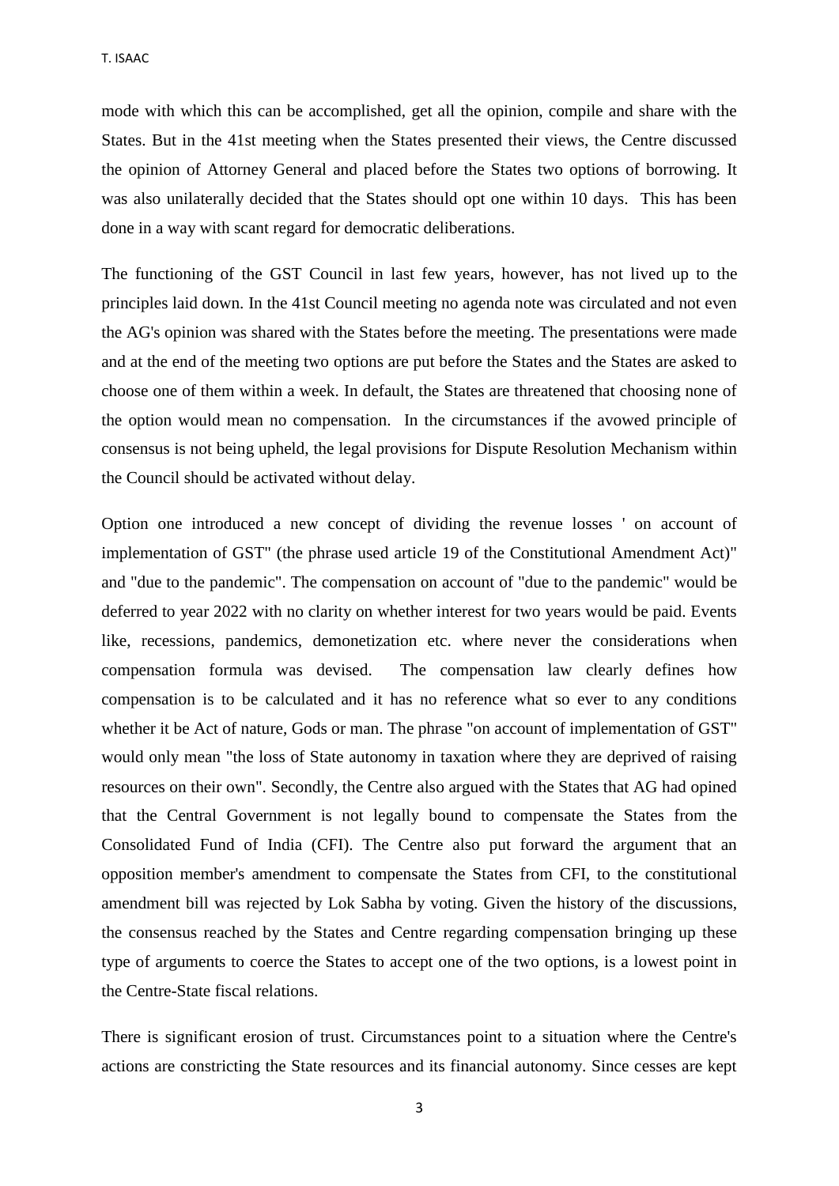mode with which this can be accomplished, get all the opinion, compile and share with the States. But in the 41st meeting when the States presented their views, the Centre discussed the opinion of Attorney General and placed before the States two options of borrowing. It was also unilaterally decided that the States should opt one within 10 days. This has been done in a way with scant regard for democratic deliberations.

The functioning of the GST Council in last few years, however, has not lived up to the principles laid down. In the 41st Council meeting no agenda note was circulated and not even the AG's opinion was shared with the States before the meeting. The presentations were made and at the end of the meeting two options are put before the States and the States are asked to choose one of them within a week. In default, the States are threatened that choosing none of the option would mean no compensation. In the circumstances if the avowed principle of consensus is not being upheld, the legal provisions for Dispute Resolution Mechanism within the Council should be activated without delay.

Option one introduced a new concept of dividing the revenue losses ' on account of implementation of GST" (the phrase used article 19 of the Constitutional Amendment Act)" and "due to the pandemic". The compensation on account of "due to the pandemic" would be deferred to year 2022 with no clarity on whether interest for two years would be paid. Events like, recessions, pandemics, demonetization etc. where never the considerations when compensation formula was devised. The compensation law clearly defines how compensation is to be calculated and it has no reference what so ever to any conditions whether it be Act of nature, Gods or man. The phrase "on account of implementation of GST" would only mean "the loss of State autonomy in taxation where they are deprived of raising resources on their own". Secondly, the Centre also argued with the States that AG had opined that the Central Government is not legally bound to compensate the States from the Consolidated Fund of India (CFI). The Centre also put forward the argument that an opposition member's amendment to compensate the States from CFI, to the constitutional amendment bill was rejected by Lok Sabha by voting. Given the history of the discussions, the consensus reached by the States and Centre regarding compensation bringing up these type of arguments to coerce the States to accept one of the two options, is a lowest point in the Centre-State fiscal relations.

There is significant erosion of trust. Circumstances point to a situation where the Centre's actions are constricting the State resources and its financial autonomy. Since cesses are kept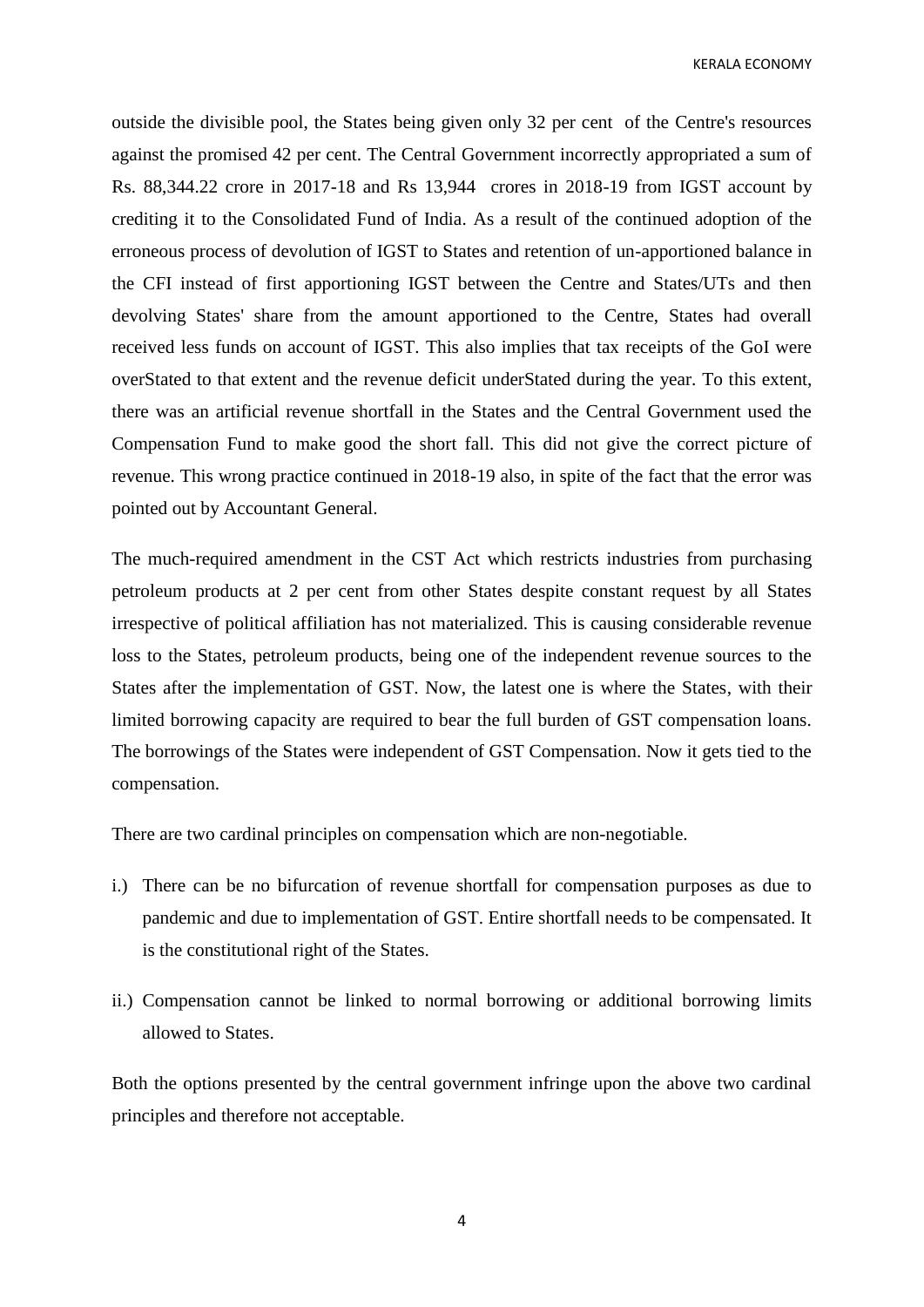outside the divisible pool, the States being given only 32 per cent of the Centre's resources against the promised 42 per cent. The Central Government incorrectly appropriated a sum of Rs. 88,344.22 crore in 2017-18 and Rs 13,944 crores in 2018-19 from IGST account by crediting it to the Consolidated Fund of India. As a result of the continued adoption of the erroneous process of devolution of IGST to States and retention of un-apportioned balance in the CFI instead of first apportioning IGST between the Centre and States/UTs and then devolving States' share from the amount apportioned to the Centre, States had overall received less funds on account of IGST. This also implies that tax receipts of the GoI were overStated to that extent and the revenue deficit underStated during the year. To this extent, there was an artificial revenue shortfall in the States and the Central Government used the Compensation Fund to make good the short fall. This did not give the correct picture of revenue. This wrong practice continued in 2018-19 also, in spite of the fact that the error was pointed out by Accountant General.

The much-required amendment in the CST Act which restricts industries from purchasing petroleum products at 2 per cent from other States despite constant request by all States irrespective of political affiliation has not materialized. This is causing considerable revenue loss to the States, petroleum products, being one of the independent revenue sources to the States after the implementation of GST. Now, the latest one is where the States, with their limited borrowing capacity are required to bear the full burden of GST compensation loans. The borrowings of the States were independent of GST Compensation. Now it gets tied to the compensation.

There are two cardinal principles on compensation which are non-negotiable.

i.) There can be no bifurcation of revenue shortfall for compensation purposes as due to pandemic and due to implementation of GST. Entire shortfall needs to be compensated. It is the constitutional right of the States.

ii.) Compensation cannot be linked to normal borrowing or additional borrowing limits allowed to States.

Both the options presented by the central government infringe upon the above two cardinal principles and therefore not acceptable.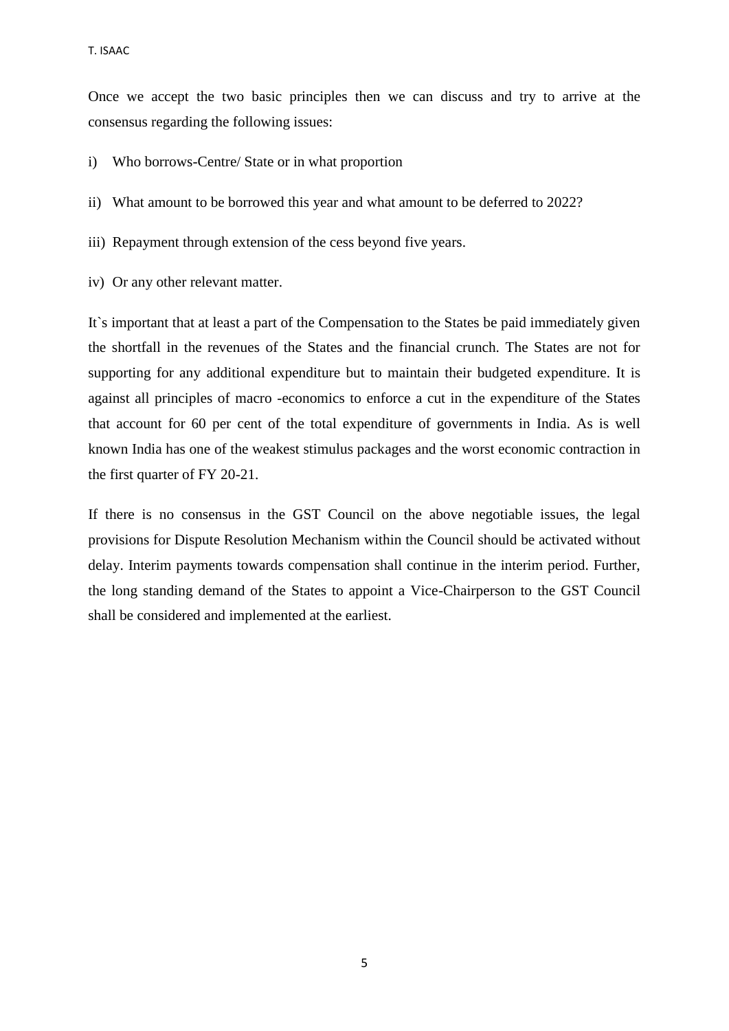Once we accept the two basic principles then we can discuss and try to arrive at the consensus regarding the following issues:

i) Who borrows-Centre/ State or in what proportion

ii) What amount to be borrowed this year and what amount to be deferred to 2022?

iii) Repayment through extension of the cess beyond five years.

iv) Or any other relevant matter.

It`s important that at least a part of the Compensation to the States be paid immediately given the shortfall in the revenues of the States and the financial crunch. The States are not for supporting for any additional expenditure but to maintain their budgeted expenditure. It is against all principles of macro -economics to enforce a cut in the expenditure of the States that account for 60 per cent of the total expenditure of governments in India. As is well known India has one of the weakest stimulus packages and the worst economic contraction in the first quarter of FY 20-21.

If there is no consensus in the GST Council on the above negotiable issues, the legal provisions for Dispute Resolution Mechanism within the Council should be activated without delay. Interim payments towards compensation shall continue in the interim period. Further, the long standing demand of the States to appoint a Vice-Chairperson to the GST Council shall be considered and implemented at the earliest.